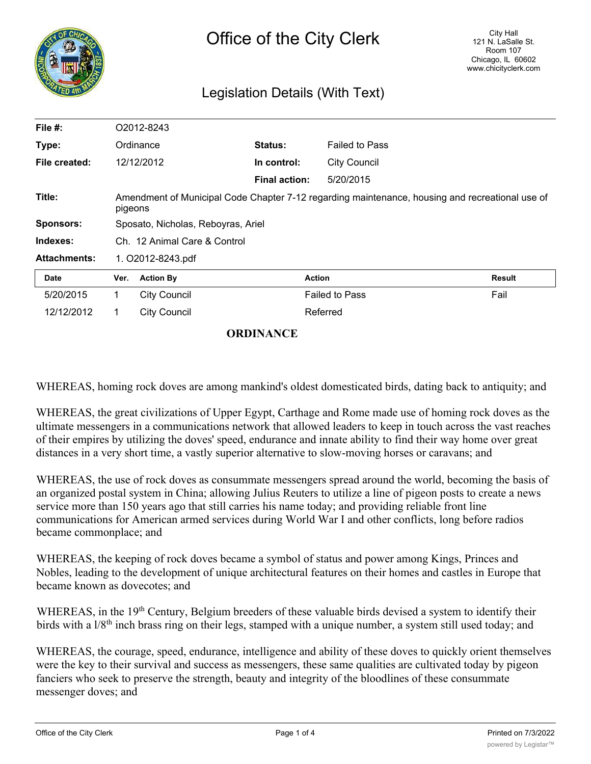# Office of the City Clerk

City Hall
121 N. LaSalle St.
Room 107
Chicago, IL 60602
www.chicityclerk.com

## Legislation Details (With Text)

| | | | |
|---|---|---|---|
| **File #:** | O2012-8243 | | |
| **Type:** | Ordinance | **Status:** | Failed to Pass |
| **File created:** | 12/12/2012 | **In control:** | City Council |
| | | **Final action:** | 5/20/2015 |
| **Title:** | Amendment of Municipal Code Chapter 7-12 regarding maintenance, housing and recreational use of pigeons | | |
| **Sponsors:** | Sposato, Nicholas, Reboyras, Ariel | | |
| **Indexes:** | Ch. 12 Animal Care & Control | | |
| **Attachments:** | 1. O2012-8243.pdf | | |

| Date | Ver. | Action By | Action | Result |
|---|---|---|---|---|
| 5/20/2015 | 1 | City Council | Failed to Pass | Fail |
| 12/12/2012 | 1 | City Council | Referred | |

**ORDINANCE**

WHEREAS, homing rock doves are among mankind's oldest domesticated birds, dating back to antiquity; and

WHEREAS, the great civilizations of Upper Egypt, Carthage and Rome made use of homing rock doves as the ultimate messengers in a communications network that allowed leaders to keep in touch across the vast reaches of their empires by utilizing the doves' speed, endurance and innate ability to find their way home over great distances in a very short time, a vastly superior alternative to slow-moving horses or caravans; and

WHEREAS, the use of rock doves as consummate messengers spread around the world, becoming the basis of an organized postal system in China; allowing Julius Reuters to utilize a line of pigeon posts to create a news service more than 150 years ago that still carries his name today; and providing reliable front line communications for American armed services during World War I and other conflicts, long before radios became commonplace; and

WHEREAS, the keeping of rock doves became a symbol of status and power among Kings, Princes and Nobles, leading to the development of unique architectural features on their homes and castles in Europe that became known as dovecotes; and

WHEREAS, in the 19th Century, Belgium breeders of these valuable birds devised a system to identify their birds with a l/8th inch brass ring on their legs, stamped with a unique number, a system still used today; and

WHEREAS, the courage, speed, endurance, intelligence and ability of these doves to quickly orient themselves were the key to their survival and success as messengers, these same qualities are cultivated today by pigeon fanciers who seek to preserve the strength, beauty and integrity of the bloodlines of these consummate messenger doves; and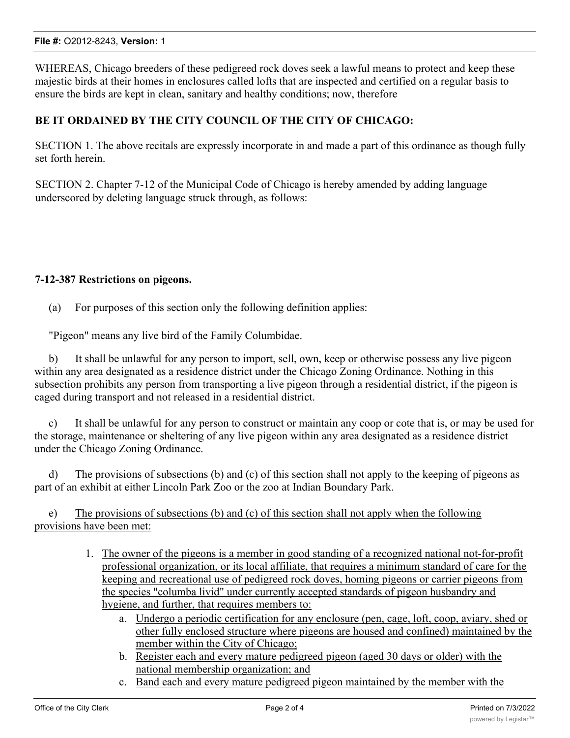WHEREAS, Chicago breeders of these pedigreed rock doves seek a lawful means to protect and keep these majestic birds at their homes in enclosures called lofts that are inspected and certified on a regular basis to ensure the birds are kept in clean, sanitary and healthy conditions; now, therefore

**BE IT ORDAINED BY THE CITY COUNCIL OF THE CITY OF CHICAGO:**

SECTION 1. The above recitals are expressly incorporate in and made a part of this ordinance as though fully set forth herein.

SECTION 2. Chapter 7-12 of the Municipal Code of Chicago is hereby amended by adding language underscored by deleting language struck through, as follows:

**7-12-387 Restrictions on pigeons.**

(a) For purposes of this section only the following definition applies:

"Pigeon" means any live bird of the Family Columbidae.

b) It shall be unlawful for any person to import, sell, own, keep or otherwise possess any live pigeon within any area designated as a residence district under the Chicago Zoning Ordinance. Nothing in this subsection prohibits any person from transporting a live pigeon through a residential district, if the pigeon is caged during transport and not released in a residential district.

c) It shall be unlawful for any person to construct or maintain any coop or cote that is, or may be used for the storage, maintenance or sheltering of any live pigeon within any area designated as a residence district under the Chicago Zoning Ordinance.

d) The provisions of subsections (b) and (c) of this section shall not apply to the keeping of pigeons as part of an exhibit at either Lincoln Park Zoo or the zoo at Indian Boundary Park.

e) <u>The provisions of subsections (b) and (c) of this section shall not apply when the following provisions have been met:</u>

1. <u>The owner of the pigeons is a member in good standing of a recognized national not-for-profit professional organization, or its local affiliate, that requires a minimum standard of care for the keeping and recreational use of pedigreed rock doves, homing pigeons or carrier pigeons from the species "columba livid" under currently accepted standards of pigeon husbandry and hygiene, and further, that requires members to:</u>
   a. <u>Undergo a periodic certification for any enclosure (pen, cage, loft, coop, aviary, shed or other fully enclosed structure where pigeons are housed and confined) maintained by the member within the City of Chicago;</u>
   b. <u>Register each and every mature pedigreed pigeon (aged 30 days or older) with the national membership organization; and</u>
   c. <u>Band each and every mature pedigreed pigeon maintained by the member with the</u>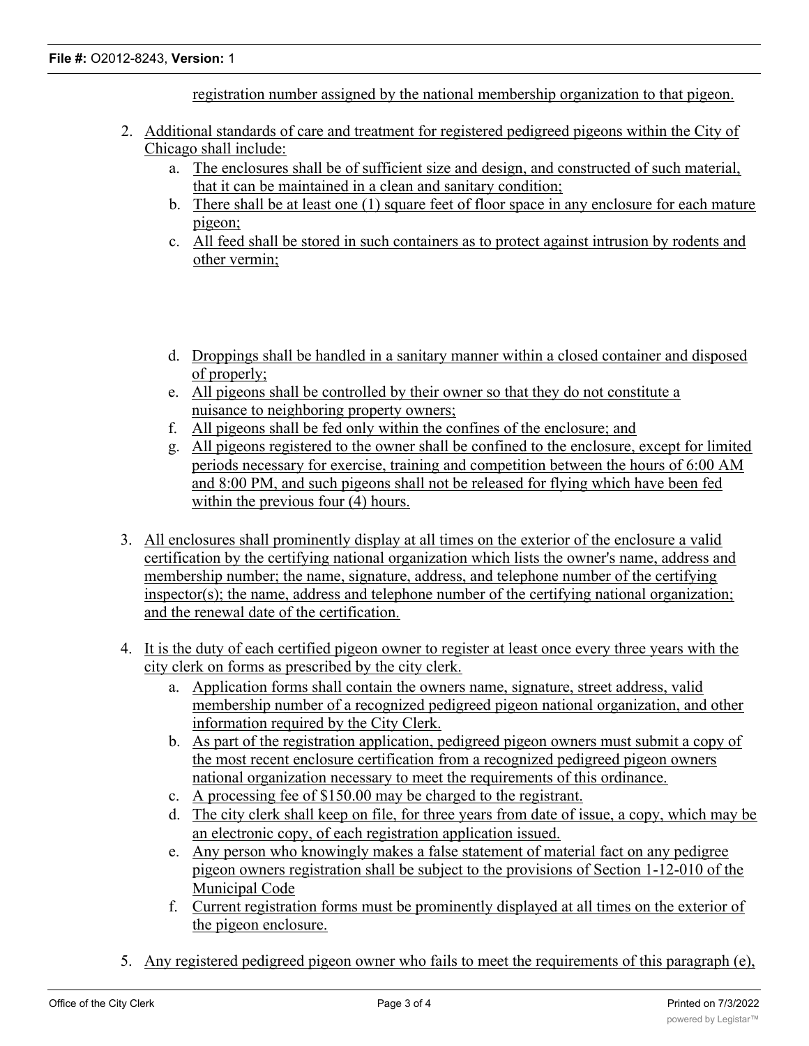registration number assigned by the national membership organization to that pigeon.

2. Additional standards of care and treatment for registered pedigreed pigeons within the City of Chicago shall include:
   a. The enclosures shall be of sufficient size and design, and constructed of such material, that it can be maintained in a clean and sanitary condition;
   b. There shall be at least one (1) square feet of floor space in any enclosure for each mature pigeon;
   c. All feed shall be stored in such containers as to protect against intrusion by rodents and other vermin;
   d. Droppings shall be handled in a sanitary manner within a closed container and disposed of properly;
   e. All pigeons shall be controlled by their owner so that they do not constitute a nuisance to neighboring property owners;
   f. All pigeons shall be fed only within the confines of the enclosure; and
   g. All pigeons registered to the owner shall be confined to the enclosure, except for limited periods necessary for exercise, training and competition between the hours of 6:00 AM and 8:00 PM, and such pigeons shall not be released for flying which have been fed within the previous four (4) hours.

3. All enclosures shall prominently display at all times on the exterior of the enclosure a valid certification by the certifying national organization which lists the owner's name, address and membership number; the name, signature, address, and telephone number of the certifying inspector(s); the name, address and telephone number of the certifying national organization; and the renewal date of the certification.

4. It is the duty of each certified pigeon owner to register at least once every three years with the city clerk on forms as prescribed by the city clerk.
   a. Application forms shall contain the owners name, signature, street address, valid membership number of a recognized pedigreed pigeon national organization, and other information required by the City Clerk.
   b. As part of the registration application, pedigreed pigeon owners must submit a copy of the most recent enclosure certification from a recognized pedigreed pigeon owners national organization necessary to meet the requirements of this ordinance.
   c. A processing fee of $150.00 may be charged to the registrant.
   d. The city clerk shall keep on file, for three years from date of issue, a copy, which may be an electronic copy, of each registration application issued.
   e. Any person who knowingly makes a false statement of material fact on any pedigree pigeon owners registration shall be subject to the provisions of Section 1-12-010 of the Municipal Code
   f. Current registration forms must be prominently displayed at all times on the exterior of the pigeon enclosure.

5. Any registered pedigreed pigeon owner who fails to meet the requirements of this paragraph (e),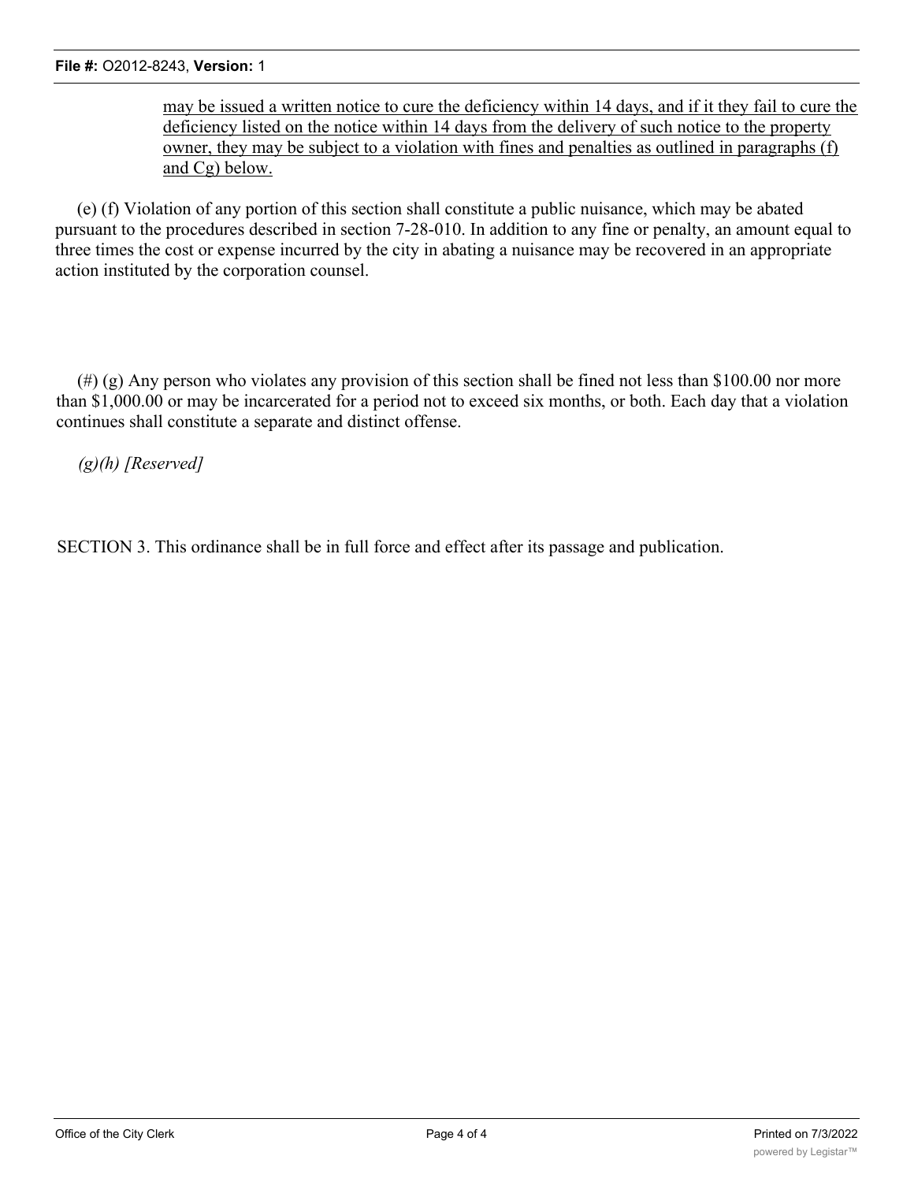may be issued a written notice to cure the deficiency within 14 days, and if it they fail to cure the deficiency listed on the notice within 14 days from the delivery of such notice to the property owner, they may be subject to a violation with fines and penalties as outlined in paragraphs (f) and Cg) below.

(e) (f) Violation of any portion of this section shall constitute a public nuisance, which may be abated pursuant to the procedures described in section 7-28-010. In addition to any fine or penalty, an amount equal to three times the cost or expense incurred by the city in abating a nuisance may be recovered in an appropriate action instituted by the corporation counsel.

(#) (g) Any person who violates any provision of this section shall be fined not less than $100.00 nor more than $1,000.00 or may be incarcerated for a period not to exceed six months, or both. Each day that a violation continues shall constitute a separate and distinct offense.

*(g)(h) [Reserved]*

SECTION 3. This ordinance shall be in full force and effect after its passage and publication.